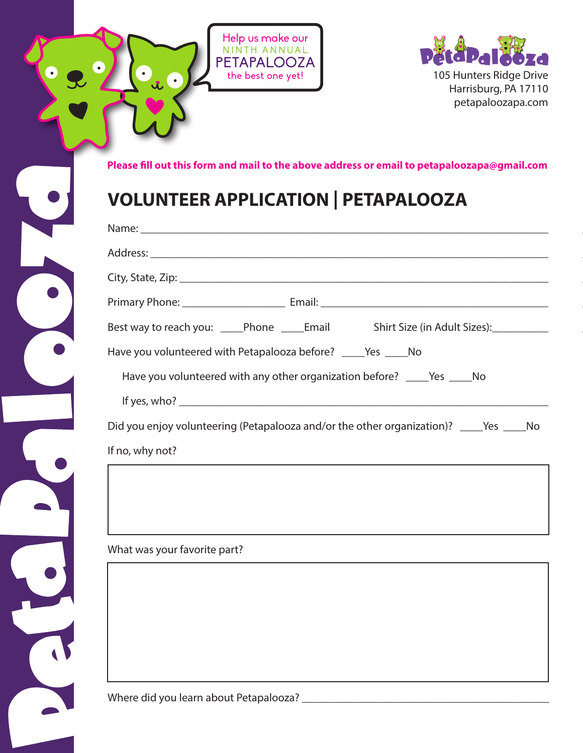Help us make our NINTH ANNUAL PETAPALOOZA the best one yet!

PetaPalooza
105 Hunters Ridge Drive
Harrisburg, PA 17110
petapaloozapa.com

**Please fill out this form and mail to the above address or email to petapaloozapa@gmail.com**

# VOLUNTEER APPLICATION | PETAPALOOZA

Name: ____________________________________________

Address: ____________________________________________

City, State, Zip: ____________________________________________

Primary Phone: __________________ Email: ______________________________

Best way to reach you: ____Phone ____Email Shirt Size (in Adult Sizes):__________

Have you volunteered with Petapalooza before? ____Yes ____No

Have you volunteered with any other organization before? ____Yes ____No

If yes, who? ____________________________________________

Did you enjoy volunteering (Petapalooza and/or the other organization)? ____Yes ____No

If no, why not?

What was your favorite part?

Where did you learn about Petapalooza? ______________________________

PetaPalooza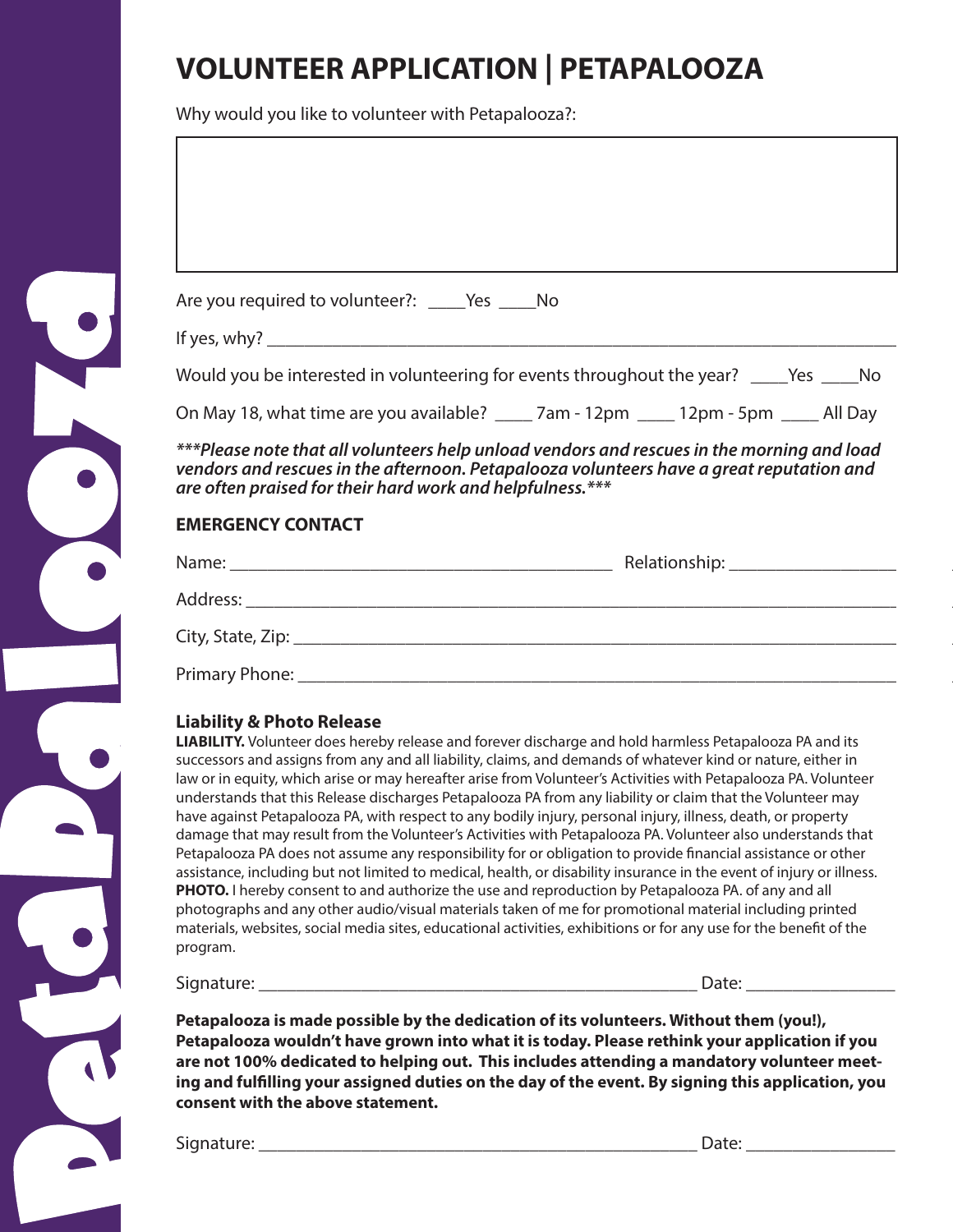# VOLUNTEER APPLICATION | PETAPALOOZA

Why would you like to volunteer with Petapalooza?:

Are you required to volunteer?: ____Yes ____No

If yes, why? ______________________________________________________________________

Would you be interested in volunteering for events throughout the year? ____Yes ____No

On May 18, what time are you available? ____ 7am - 12pm ____ 12pm - 5pm ____ All Day

***\*\*\*Please note that all volunteers help unload vendors and rescues in the morning and load vendors and rescues in the afternoon. Petapalooza volunteers have a great reputation and are often praised for their hard work and helpfulness.\*\*\****

**EMERGENCY CONTACT**

Name: ________________________________________ Relationship: __________________

Address: ______________________________________________________________________

City, State, Zip: _______________________________________________________________

Primary Phone: _________________________________________________________________

### Liability & Photo Release

**LIABILITY.** Volunteer does hereby release and forever discharge and hold harmless Petapalooza PA and its successors and assigns from any and all liability, claims, and demands of whatever kind or nature, either in law or in equity, which arise or may hereafter arise from Volunteer's Activities with Petapalooza PA. Volunteer understands that this Release discharges Petapalooza PA from any liability or claim that the Volunteer may have against Petapalooza PA, with respect to any bodily injury, personal injury, illness, death, or property damage that may result from the Volunteer's Activities with Petapalooza PA. Volunteer also understands that Petapalooza PA does not assume any responsibility for or obligation to provide financial assistance or other assistance, including but not limited to medical, health, or disability insurance in the event of injury or illness. **PHOTO.** I hereby consent to and authorize the use and reproduction by Petapalooza PA. of any and all photographs and any other audio/visual materials taken of me for promotional material including printed materials, websites, social media sites, educational activities, exhibitions or for any use for the benefit of the program.

Signature: _______________________________________________ Date: ________________

**Petapalooza is made possible by the dedication of its volunteers. Without them (you!), Petapalooza wouldn't have grown into what it is today. Please rethink your application if you are not 100% dedicated to helping out. This includes attending a mandatory volunteer meeting and fulfilling your assigned duties on the day of the event. By signing this application, you consent with the above statement.**

Signature: _______________________________________________ Date: ________________